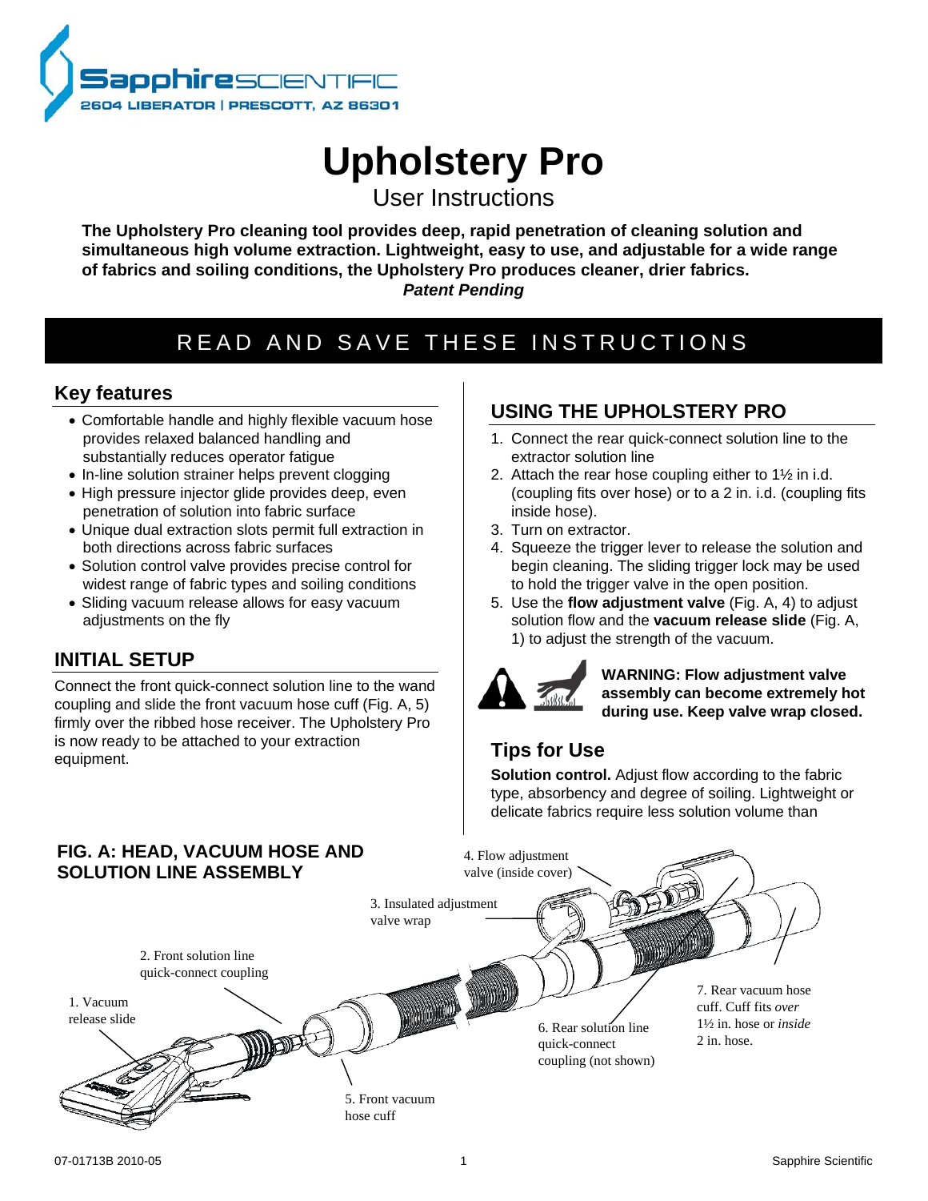# Upholstery Pro

## User Instructions

**The Upholstery Pro cleaning tool provides deep, rapid penetration of cleaning solution and simultaneous high volume extraction. Lightweight, easy to use, and adjustable for a wide range of fabrics and soiling conditions, the Upholstery Pro produces cleaner, drier fabrics.**
***Patent Pending***

**READ AND SAVE THESE INSTRUCTIONS**

## Key features

- Comfortable handle and highly flexible vacuum hose provides relaxed balanced handling and substantially reduces operator fatigue
- In-line solution strainer helps prevent clogging
- High pressure injector glide provides deep, even penetration of solution into fabric surface
- Unique dual extraction slots permit full extraction in both directions across fabric surfaces
- Solution control valve provides precise control for widest range of fabric types and soiling conditions
- Sliding vacuum release allows for easy vacuum adjustments on the fly

## INITIAL SETUP

Connect the front quick-connect solution line to the wand coupling and slide the front vacuum hose cuff (Fig. A, 5) firmly over the ribbed hose receiver. The Upholstery Pro is now ready to be attached to your extraction equipment.

## USING THE UPHOLSTERY PRO

1. Connect the rear quick-connect solution line to the extractor solution line
2. Attach the rear hose coupling either to 1½ in i.d. (coupling fits over hose) or to a 2 in. i.d. (coupling fits inside hose).
3. Turn on extractor.
4. Squeeze the trigger lever to release the solution and begin cleaning. The sliding trigger lock may be used to hold the trigger valve in the open position.
5. Use the **flow adjustment valve** (Fig. A, 4) to adjust solution flow and the **vacuum release slide** (Fig. A, 1) to adjust the strength of the vacuum.

**WARNING: Flow adjustment valve assembly can become extremely hot during use. Keep valve wrap closed.**

## Tips for Use

**Solution control.** Adjust flow according to the fabric type, absorbency and degree of soiling. Lightweight or delicate fabrics require less solution volume than

**FIG. A: HEAD, VACUUM HOSE AND SOLUTION LINE ASSEMBLY**

1. Vacuum release slide
2. Front solution line quick-connect coupling
3. Insulated adjustment valve wrap
4. Flow adjustment valve (inside cover)
5. Front vacuum hose cuff
6. Rear solution line quick-connect coupling (not shown)
7. Rear vacuum hose cuff. Cuff fits *over* 1½ in. hose or *inside* 2 in. hose.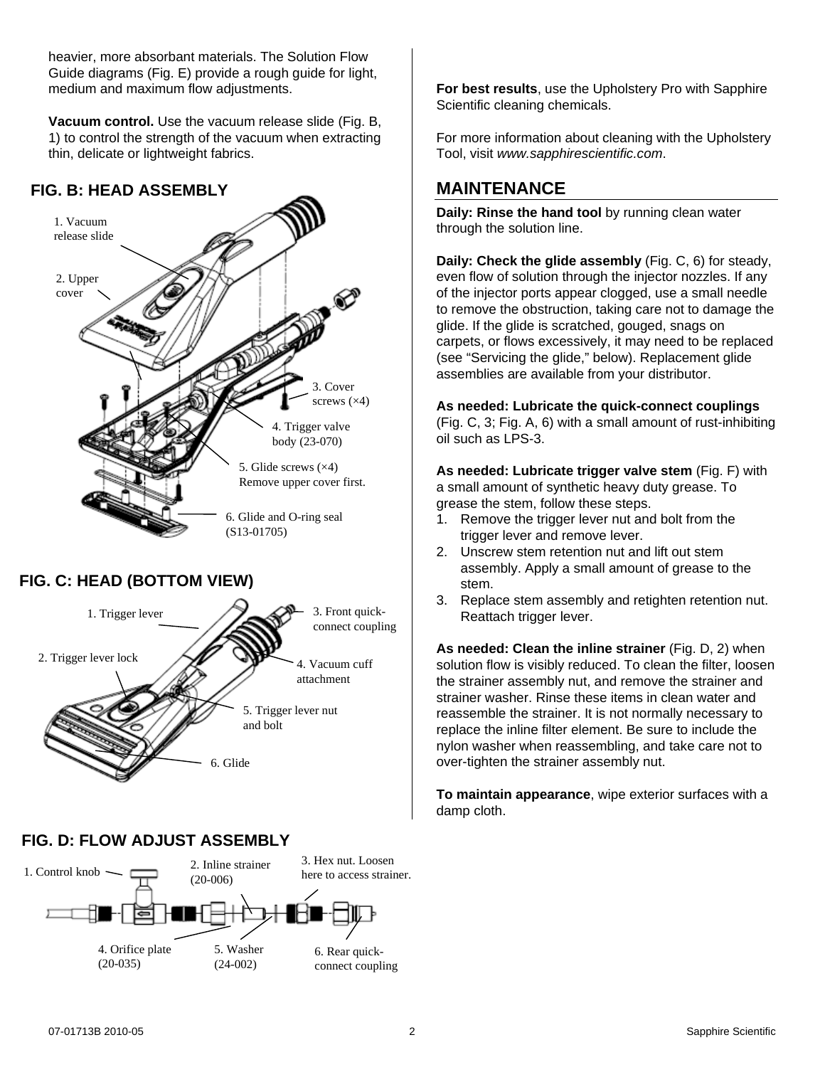heavier, more absorbant materials. The Solution Flow Guide diagrams (Fig. E) provide a rough guide for light, medium and maximum flow adjustments.

**Vacuum control.** Use the vacuum release slide (Fig. B, 1) to control the strength of the vacuum when extracting thin, delicate or lightweight fabrics.

## FIG. B: HEAD ASSEMBLY

1. Vacuum release slide
2. Upper cover
3. Cover screws (×4)
4. Trigger valve body (23-070)
5. Glide screws (×4) Remove upper cover first.
6. Glide and O-ring seal (S13-01705)

## FIG. C: HEAD (BOTTOM VIEW)

1. Trigger lever
2. Trigger lever lock
3. Front quick-connect coupling
4. Vacuum cuff attachment
5. Trigger lever nut and bolt
6. Glide

## FIG. D: FLOW ADJUST ASSEMBLY

1. Control knob
2. Inline strainer (20-006)
3. Hex nut. Loosen here to access strainer.
4. Orifice plate (20-035)
5. Washer (24-002)
6. Rear quick-connect coupling

**For best results**, use the Upholstery Pro with Sapphire Scientific cleaning chemicals.

For more information about cleaning with the Upholstery Tool, visit *www.sapphirescientific.com*.

## MAINTENANCE

**Daily: Rinse the hand tool** by running clean water through the solution line.

**Daily: Check the glide assembly** (Fig. C, 6) for steady, even flow of solution through the injector nozzles. If any of the injector ports appear clogged, use a small needle to remove the obstruction, taking care not to damage the glide. If the glide is scratched, gouged, snags on carpets, or flows excessively, it may need to be replaced (see “Servicing the glide,” below). Replacement glide assemblies are available from your distributor.

**As needed: Lubricate the quick-connect couplings** (Fig. C, 3; Fig. A, 6) with a small amount of rust-inhibiting oil such as LPS-3.

**As needed: Lubricate trigger valve stem** (Fig. F) with a small amount of synthetic heavy duty grease. To grease the stem, follow these steps.

1. Remove the trigger lever nut and bolt from the trigger lever and remove lever.
2. Unscrew stem retention nut and lift out stem assembly. Apply a small amount of grease to the stem.
3. Replace stem assembly and retighten retention nut. Reattach trigger lever.

**As needed: Clean the inline strainer** (Fig. D, 2) when solution flow is visibly reduced. To clean the filter, loosen the strainer assembly nut, and remove the strainer and strainer washer. Rinse these items in clean water and reassemble the strainer. It is not normally necessary to replace the inline filter element. Be sure to include the nylon washer when reassembling, and take care not to over-tighten the strainer assembly nut.

**To maintain appearance**, wipe exterior surfaces with a damp cloth.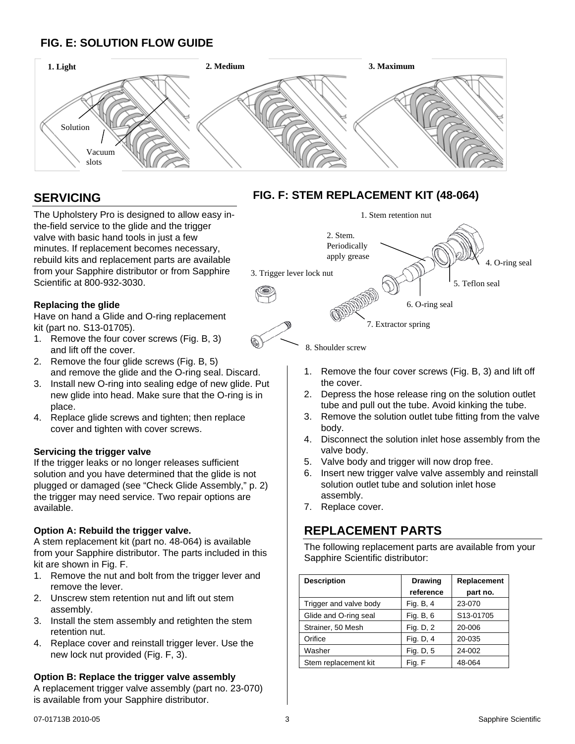## FIG. E: SOLUTION FLOW GUIDE

1. Light
2. Medium
3. Maximum

Solution

Vacuum slots

## SERVICING

The Upholstery Pro is designed to allow easy in-the-field service to the glide and the trigger valve with basic hand tools in just a few minutes. If replacement becomes necessary, rebuild kits and replacement parts are available from your Sapphire distributor or from Sapphire Scientific at 800-932-3030.

### Replacing the glide

Have on hand a Glide and O-ring replacement kit (part no. S13-01705).

1. Remove the four cover screws (Fig. B, 3) and lift off the cover.
2. Remove the four glide screws (Fig. B, 5) and remove the glide and the O-ring seal. Discard.
3. Install new O-ring into sealing edge of new glide. Put new glide into head. Make sure that the O-ring is in place.
4. Replace glide screws and tighten; then replace cover and tighten with cover screws.

### Servicing the trigger valve

If the trigger leaks or no longer releases sufficient solution and you have determined that the glide is not plugged or damaged (see “Check Glide Assembly,” p. 2) the trigger may need service. Two repair options are available.

### Option A: Rebuild the trigger valve.

A stem replacement kit (part no. 48-064) is available from your Sapphire distributor. The parts included in this kit are shown in Fig. F.

1. Remove the nut and bolt from the trigger lever and remove the lever.
2. Unscrew stem retention nut and lift out stem assembly.
3. Install the stem assembly and retighten the stem retention nut.
4. Replace cover and reinstall trigger lever. Use the new lock nut provided (Fig. F, 3).

### Option B: Replace the trigger valve assembly

A replacement trigger valve assembly (part no. 23-070) is available from your Sapphire distributor.

## FIG. F: STEM REPLACEMENT KIT (48-064)

1. Stem retention nut
2. Stem. Periodically apply grease
3. Trigger lever lock nut
4. O-ring seal
5. Teflon seal
6. O-ring seal
7. Extractor spring
8. Shoulder screw

1. Remove the four cover screws (Fig. B, 3) and lift off the cover.
2. Depress the hose release ring on the solution outlet tube and pull out the tube. Avoid kinking the tube.
3. Remove the solution outlet tube fitting from the valve body.
4. Disconnect the solution inlet hose assembly from the valve body.
5. Valve body and trigger will now drop free.
6. Insert new trigger valve valve assembly and reinstall solution outlet tube and solution inlet hose assembly.
7. Replace cover.

## REPLACEMENT PARTS

The following replacement parts are available from your Sapphire Scientific distributor:

| Description | Drawing reference | Replacement part no. |
|---|---|---|
| Trigger and valve body | Fig. B, 4 | 23-070 |
| Glide and O-ring seal | Fig. B, 6 | S13-01705 |
| Strainer, 50 Mesh | Fig. D, 2 | 20-006 |
| Orifice | Fig. D, 4 | 20-035 |
| Washer | Fig. D, 5 | 24-002 |
| Stem replacement kit | Fig. F | 48-064 |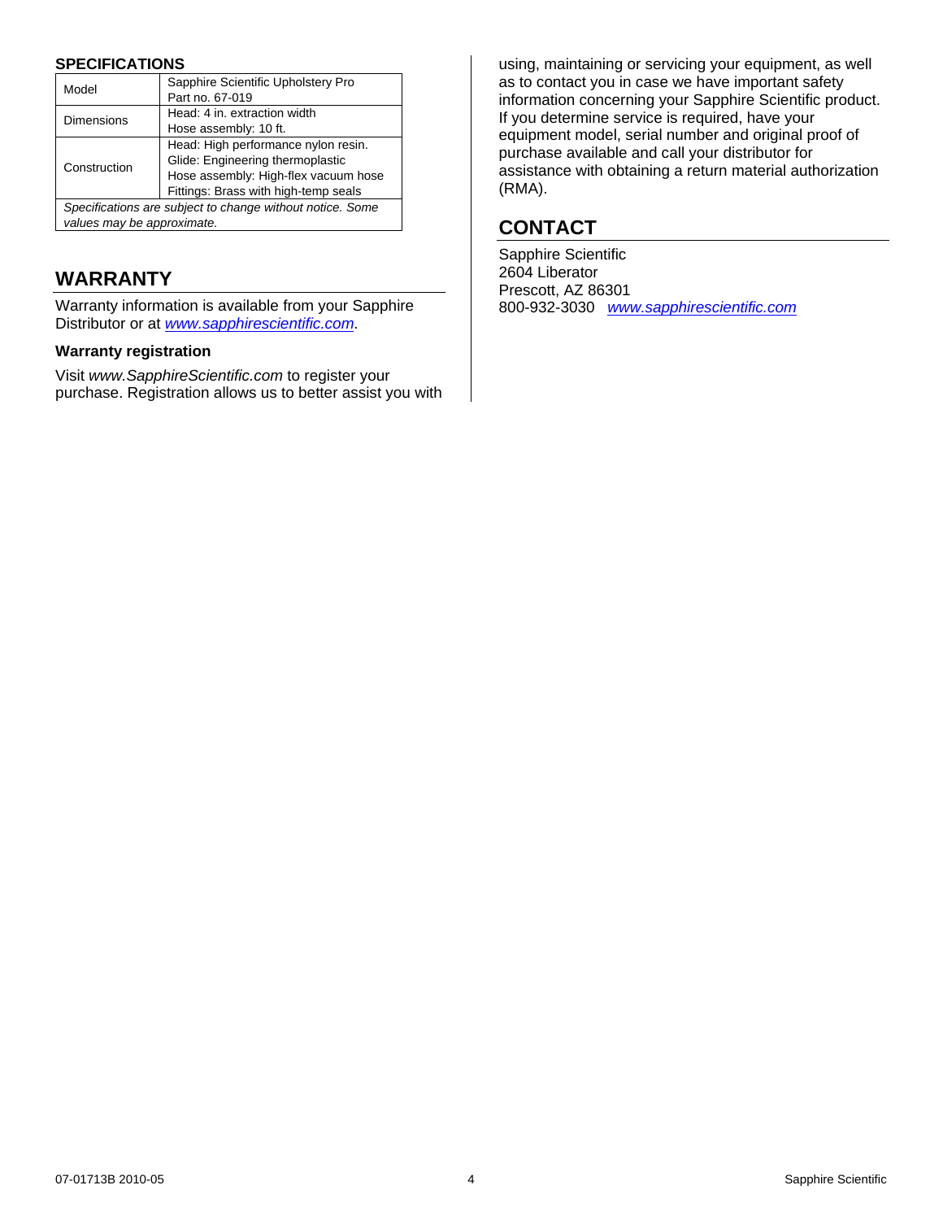## SPECIFICATIONS

| Model | Sapphire Scientific Upholstery Pro<br>Part no. 67-019 |
|---|---|
| Dimensions | Head: 4 in. extraction width<br>Hose assembly: 10 ft. |
| Construction | Head: High performance nylon resin.<br>Glide: Engineering thermoplastic<br>Hose assembly: High-flex vacuum hose<br>Fittings: Brass with high-temp seals |
| *Specifications are subject to change without notice. Some values may be approximate.* | |

## WARRANTY

Warranty information is available from your Sapphire Distributor or at *www.sapphirescientific.com*.

### Warranty registration

Visit *www.SapphireScientific.com* to register your purchase. Registration allows us to better assist you with using, maintaining or servicing your equipment, as well as to contact you in case we have important safety information concerning your Sapphire Scientific product. If you determine service is required, have your equipment model, serial number and original proof of purchase available and call your distributor for assistance with obtaining a return material authorization (RMA).

## CONTACT

Sapphire Scientific
2604 Liberator
Prescott, AZ 86301
800-932-3030 *www.sapphirescientific.com*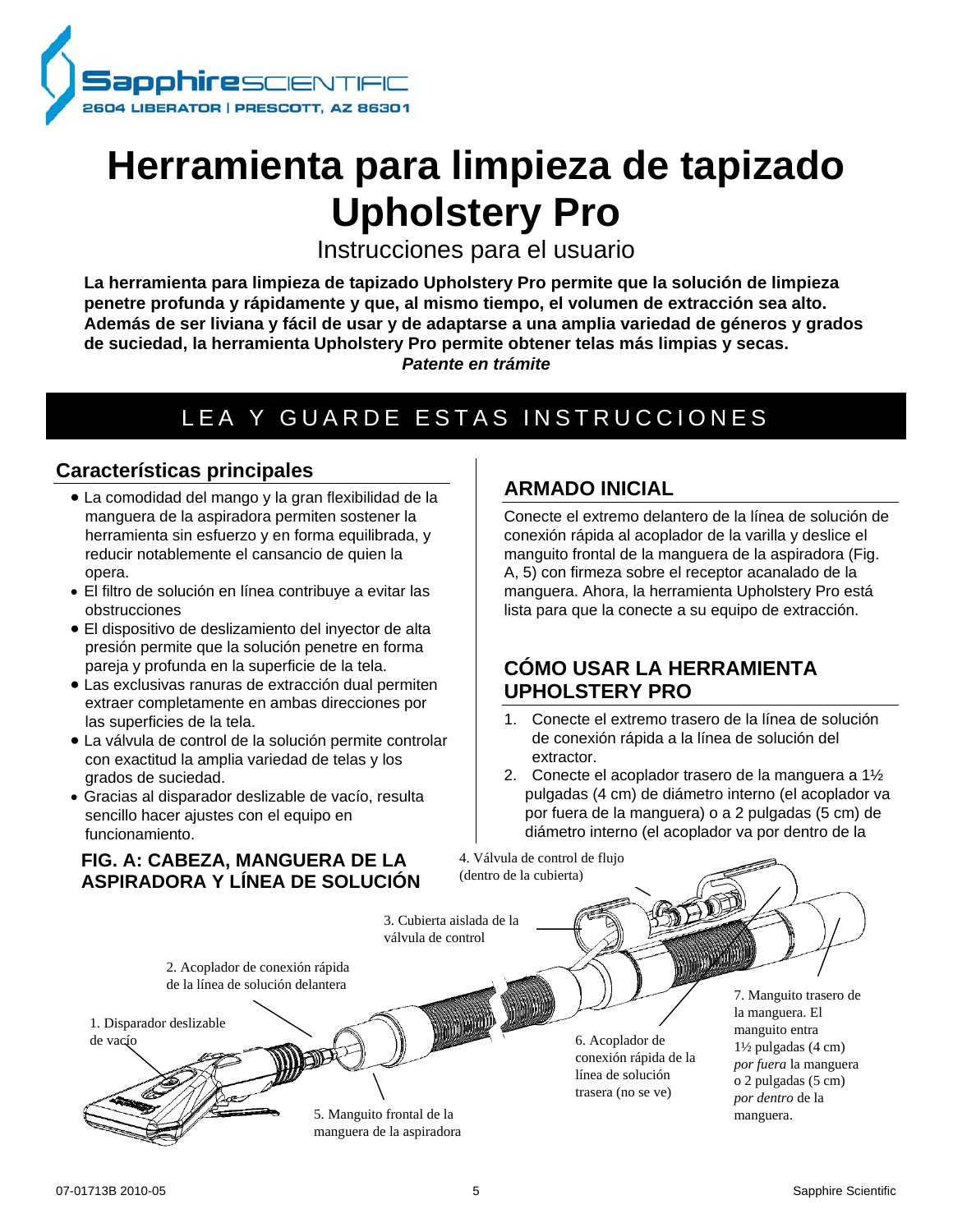Sapphire SCIENTIFIC
2604 LIBERATOR | PRESCOTT, AZ 86301

# Herramienta para limpieza de tapizado Upholstery Pro

Instrucciones para el usuario

**La herramienta para limpieza de tapizado Upholstery Pro permite que la solución de limpieza penetre profunda y rápidamente y que, al mismo tiempo, el volumen de extracción sea alto. Además de ser liviana y fácil de usar y de adaptarse a una amplia variedad de géneros y grados de suciedad, la herramienta Upholstery Pro permite obtener telas más limpias y secas.**
***Patente en trámite***

## LEA Y GUARDE ESTAS INSTRUCCIONES

### Características principales

- La comodidad del mango y la gran flexibilidad de la manguera de la aspiradora permiten sostener la herramienta sin esfuerzo y en forma equilibrada, y reducir notablemente el cansancio de quien la opera.
- El filtro de solución en línea contribuye a evitar las obstrucciones
- El dispositivo de deslizamiento del inyector de alta presión permite que la solución penetre en forma pareja y profunda en la superficie de la tela.
- Las exclusivas ranuras de extracción dual permiten extraer completamente en ambas direcciones por las superficies de la tela.
- La válvula de control de la solución permite controlar con exactitud la amplia variedad de telas y los grados de suciedad.
- Gracias al disparador deslizable de vacío, resulta sencillo hacer ajustes con el equipo en funcionamiento.

### ARMADO INICIAL

Conecte el extremo delantero de la línea de solución de conexión rápida al acoplador de la varilla y deslice el manguito frontal de la manguera de la aspiradora (Fig. A, 5) con firmeza sobre el receptor acanalado de la manguera. Ahora, la herramienta Upholstery Pro está lista para que la conecte a su equipo de extracción.

### CÓMO USAR LA HERRAMIENTA UPHOLSTERY PRO

1. Conecte el extremo trasero de la línea de solución de conexión rápida a la línea de solución del extractor.
2. Conecte el acoplador trasero de la manguera a 1½ pulgadas (4 cm) de diámetro interno (el acoplador va por fuera de la manguera) o a 2 pulgadas (5 cm) de diámetro interno (el acoplador va por dentro de la

### FIG. A: CABEZA, MANGUERA DE LA ASPIRADORA Y LÍNEA DE SOLUCIÓN

1. Disparador deslizable de vacío
2. Acoplador de conexión rápida de la línea de solución delantera
3. Cubierta aislada de la válvula de control
4. Válvula de control de flujo (dentro de la cubierta)
5. Manguito frontal de la manguera de la aspiradora
6. Acoplador de conexión rápida de la línea de solución trasera (no se ve)
7. Manguito trasero de la manguera. El manguito entra 1½ pulgadas (4 cm) *por fuera* la manguera o 2 pulgadas (5 cm) *por dentro* de la manguera.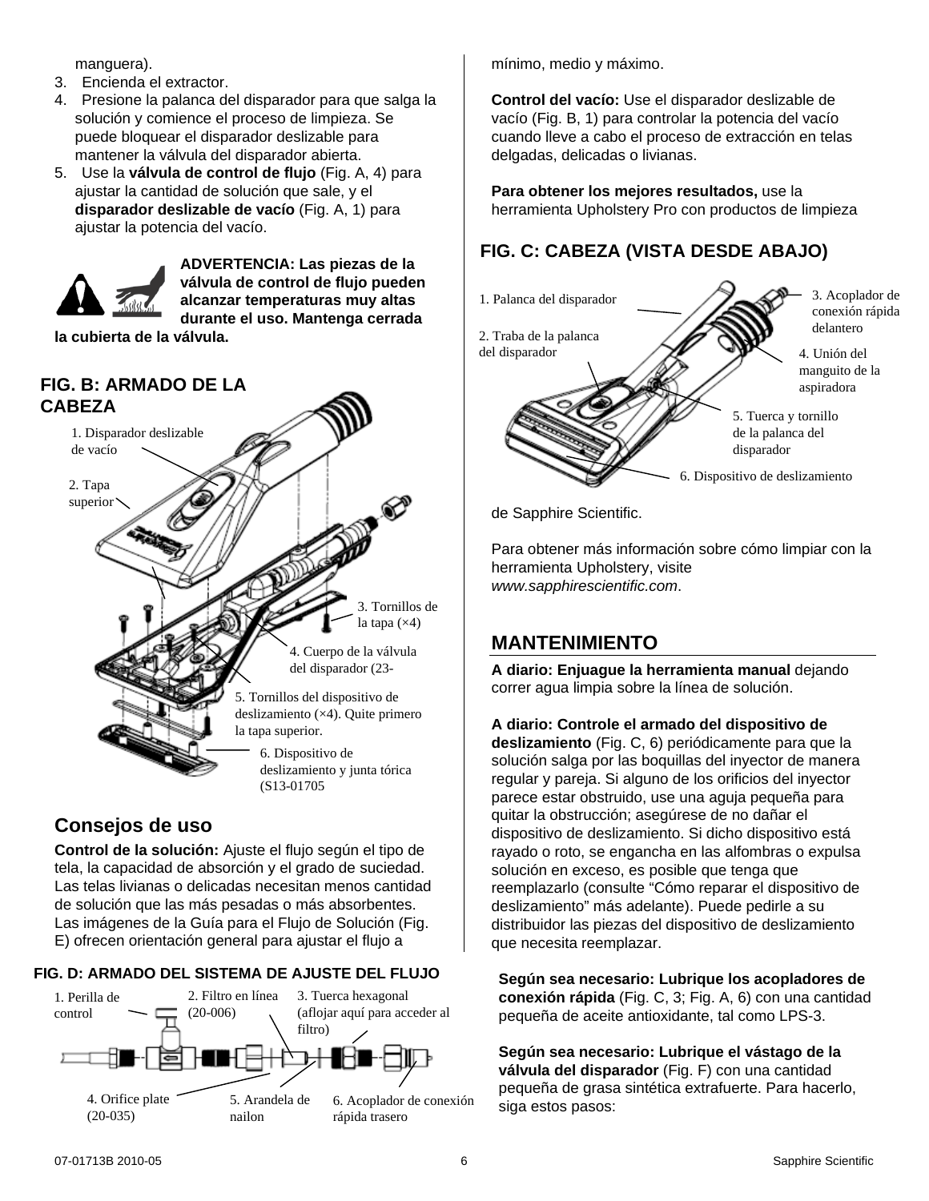manguera).

3. Encienda el extractor.
4. Presione la palanca del disparador para que salga la solución y comience el proceso de limpieza. Se puede bloquear el disparador deslizable para mantener la válvula del disparador abierta.
5. Use la **válvula de control de flujo** (Fig. A, 4) para ajustar la cantidad de solución que sale, y el **disparador deslizable de vacío** (Fig. A, 1) para ajustar la potencia del vacío.

**ADVERTENCIA: Las piezas de la válvula de control de flujo pueden alcanzar temperaturas muy altas durante el uso. Mantenga cerrada la cubierta de la válvula.**

## FIG. B: ARMADO DE LA CABEZA

1. Disparador deslizable de vacío
2. Tapa superior
3. Tornillos de la tapa (×4)
4. Cuerpo de la válvula del disparador (23-
5. Tornillos del dispositivo de deslizamiento (×4). Quite primero la tapa superior.
6. Dispositivo de deslizamiento y junta tórica (S13-01705

## Consejos de uso

**Control de la solución:** Ajuste el flujo según el tipo de tela, la capacidad de absorción y el grado de suciedad. Las telas livianas o delicadas necesitan menos cantidad de solución que las más pesadas o más absorbentes. Las imágenes de la Guía para el Flujo de Solución (Fig. E) ofrecen orientación general para ajustar el flujo a mínimo, medio y máximo.

**Control del vacío:** Use el disparador deslizable de vacío (Fig. B, 1) para controlar la potencia del vacío cuando lleve a cabo el proceso de extracción en telas delgadas, delicadas o livianas.

**Para obtener los mejores resultados,** use la herramienta Upholstery Pro con productos de limpieza de Sapphire Scientific.

Para obtener más información sobre cómo limpiar con la herramienta Upholstery, visite *www.sapphirescientific.com*.

## FIG. C: CABEZA (VISTA DESDE ABAJO)

1. Palanca del disparador
2. Traba de la palanca del disparador
3. Acoplador de conexión rápida delantero
4. Unión del manguito de la aspiradora
5. Tuerca y tornillo de la palanca del disparador
6. Dispositivo de deslizamiento

## FIG. D: ARMADO DEL SISTEMA DE AJUSTE DEL FLUJO

1. Perilla de control
2. Filtro en línea (20-006)
3. Tuerca hexagonal (aflojar aquí para acceder al filtro)
4. Orifice plate (20-035)
5. Arandela de nailon
6. Acoplador de conexión rápida trasero

## MANTENIMIENTO

**A diario: Enjuague la herramienta manual** dejando correr agua limpia sobre la línea de solución.

**A diario: Controle el armado del dispositivo de deslizamiento** (Fig. C, 6) periódicamente para que la solución salga por las boquillas del inyector de manera regular y pareja. Si alguno de los orificios del inyector parece estar obstruido, use una aguja pequeña para quitar la obstrucción; asegúrese de no dañar el dispositivo de deslizamiento. Si dicho dispositivo está rayado o roto, se engancha en las alfombras o expulsa solución en exceso, es posible que tenga que reemplazarlo (consulte "Cómo reparar el dispositivo de deslizamiento" más adelante). Puede pedirle a su distribuidor las piezas del dispositivo de deslizamiento que necesita reemplazar.

**Según sea necesario: Lubrique los acopladores de conexión rápida** (Fig. C, 3; Fig. A, 6) con una cantidad pequeña de aceite antioxidante, tal como LPS-3.

**Según sea necesario: Lubrique el vástago de la válvula del disparador** (Fig. F) con una cantidad pequeña de grasa sintética extrafuerte. Para hacerlo, siga estos pasos: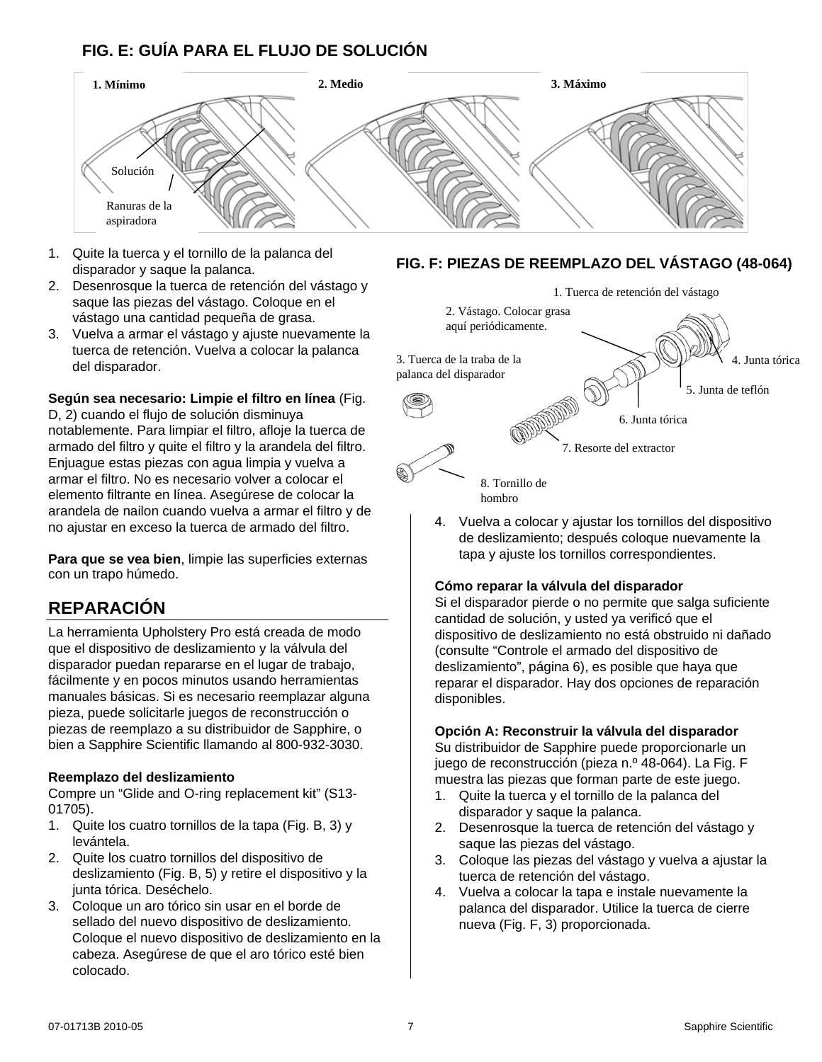## FIG. E: GUÍA PARA EL FLUJO DE SOLUCIÓN

1. Mínimo
2. Medio
3. Máximo

Solución

Ranuras de la aspiradora

1. Quite la tuerca y el tornillo de la palanca del disparador y saque la palanca.
2. Desenrosque la tuerca de retención del vástago y saque las piezas del vástago. Coloque en el vástago una cantidad pequeña de grasa.
3. Vuelva a armar el vástago y ajuste nuevamente la tuerca de retención. Vuelva a colocar la palanca del disparador.

**Según sea necesario: Limpie el filtro en línea** (Fig. D, 2) cuando el flujo de solución disminuya notablemente. Para limpiar el filtro, afloje la tuerca de armado del filtro y quite el filtro y la arandela del filtro. Enjuague estas piezas con agua limpia y vuelva a armar el filtro. No es necesario volver a colocar el elemento filtrante en línea. Asegúrese de colocar la arandela de nailon cuando vuelva a armar el filtro y de no ajustar en exceso la tuerca de armado del filtro.

**Para que se vea bien**, limpie las superficies externas con un trapo húmedo.

## REPARACIÓN

La herramienta Upholstery Pro está creada de modo que el dispositivo de deslizamiento y la válvula del disparador puedan repararse en el lugar de trabajo, fácilmente y en pocos minutos usando herramientas manuales básicas. Si es necesario reemplazar alguna pieza, puede solicitarle juegos de reconstrucción o piezas de reemplazo a su distribuidor de Sapphire, o bien a Sapphire Scientific llamando al 800-932-3030.

**Reemplazo del deslizamiento**

Compre un “Glide and O-ring replacement kit” (S13-01705).

1. Quite los cuatro tornillos de la tapa (Fig. B, 3) y levántela.
2. Quite los cuatro tornillos del dispositivo de deslizamiento (Fig. B, 5) y retire el dispositivo y la junta tórica. Deséchelo.
3. Coloque un aro tórico sin usar en el borde de sellado del nuevo dispositivo de deslizamiento. Coloque el nuevo dispositivo de deslizamiento en la cabeza. Asegúrese de que el aro tórico esté bien colocado.

## FIG. F: PIEZAS DE REEMPLAZO DEL VÁSTAGO (48-064)

1. Tuerca de retención del vástago
2. Vástago. Colocar grasa aquí periódicamente.
3. Tuerca de la traba de la palanca del disparador
4. Junta tórica
5. Junta de teflón
6. Junta tórica
7. Resorte del extractor
8. Tornillo de hombro

4. Vuelva a colocar y ajustar los tornillos del dispositivo de deslizamiento; después coloque nuevamente la tapa y ajuste los tornillos correspondientes.

**Cómo reparar la válvula del disparador**

Si el disparador pierde o no permite que salga suficiente cantidad de solución, y usted ya verificó que el dispositivo de deslizamiento no está obstruido ni dañado (consulte “Controle el armado del dispositivo de deslizamiento”, página 6), es posible que haya que reparar el disparador. Hay dos opciones de reparación disponibles.

**Opción A: Reconstruir la válvula del disparador**

Su distribuidor de Sapphire puede proporcionarle un juego de reconstrucción (pieza n.º 48-064). La Fig. F muestra las piezas que forman parte de este juego.

1. Quite la tuerca y el tornillo de la palanca del disparador y saque la palanca.
2. Desenrosque la tuerca de retención del vástago y saque las piezas del vástago.
3. Coloque las piezas del vástago y vuelva a ajustar la tuerca de retención del vástago.
4. Vuelva a colocar la tapa e instale nuevamente la palanca del disparador. Utilice la tuerca de cierre nueva (Fig. F, 3) proporcionada.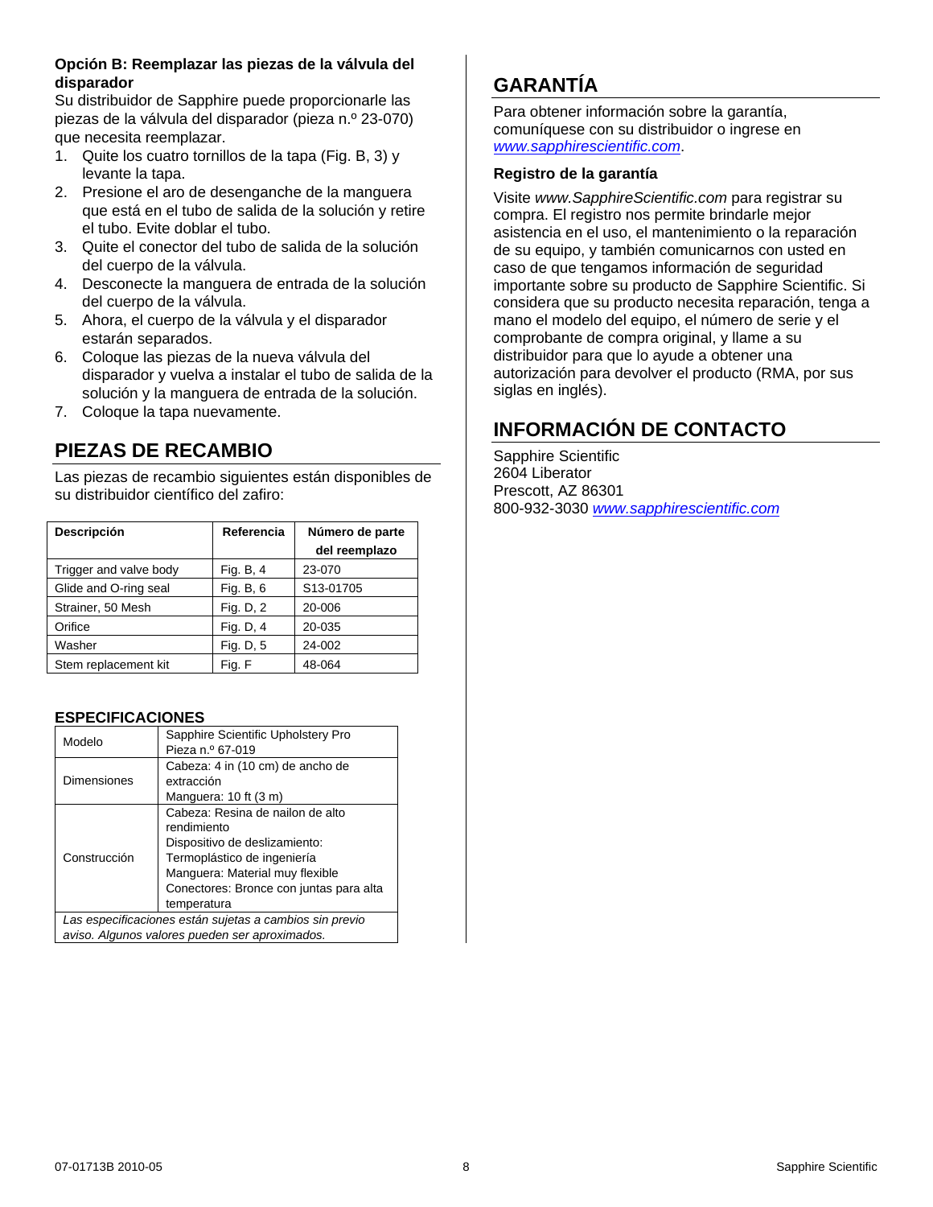**Opción B: Reemplazar las piezas de la válvula del disparador**

Su distribuidor de Sapphire puede proporcionarle las piezas de la válvula del disparador (pieza n.º 23-070) que necesita reemplazar.

1. Quite los cuatro tornillos de la tapa (Fig. B, 3) y levante la tapa.
2. Presione el aro de desenganche de la manguera que está en el tubo de salida de la solución y retire el tubo. Evite doblar el tubo.
3. Quite el conector del tubo de salida de la solución del cuerpo de la válvula.
4. Desconecte la manguera de entrada de la solución del cuerpo de la válvula.
5. Ahora, el cuerpo de la válvula y el disparador estarán separados.
6. Coloque las piezas de la nueva válvula del disparador y vuelva a instalar el tubo de salida de la solución y la manguera de entrada de la solución.
7. Coloque la tapa nuevamente.

## PIEZAS DE RECAMBIO

Las piezas de recambio siguientes están disponibles de su distribuidor científico del zafiro:

| Descripción | Referencia | Número de parte del reemplazo |
|---|---|---|
| Trigger and valve body | Fig. B, 4 | 23-070 |
| Glide and O-ring seal | Fig. B, 6 | S13-01705 |
| Strainer, 50 Mesh | Fig. D, 2 | 20-006 |
| Orifice | Fig. D, 4 | 20-035 |
| Washer | Fig. D, 5 | 24-002 |
| Stem replacement kit | Fig. F | 48-064 |

### ESPECIFICACIONES

| | |
|---|---|
| Modelo | Sapphire Scientific Upholstery Pro<br>Pieza n.º 67-019 |
| Dimensiones | Cabeza: 4 in (10 cm) de ancho de extracción<br>Manguera: 10 ft (3 m) |
| Construcción | Cabeza: Resina de nailon de alto rendimiento<br>Dispositivo de deslizamiento: Termoplástico de ingeniería<br>Manguera: Material muy flexible<br>Conectores: Bronce con juntas para alta temperatura |
| *Las especificaciones están sujetas a cambios sin previo aviso. Algunos valores pueden ser aproximados.* | |

## GARANTÍA

Para obtener información sobre la garantía, comuníquese con su distribuidor o ingrese en *www.sapphirescientific.com*.

### Registro de la garantía

Visite *www.SapphireScientific.com* para registrar su compra. El registro nos permite brindarle mejor asistencia en el uso, el mantenimiento o la reparación de su equipo, y también comunicarnos con usted en caso de que tengamos información de seguridad importante sobre su producto de Sapphire Scientific. Si considera que su producto necesita reparación, tenga a mano el modelo del equipo, el número de serie y el comprobante de compra original, y llame a su distribuidor para que lo ayude a obtener una autorización para devolver el producto (RMA, por sus siglas en inglés).

## INFORMACIÓN DE CONTACTO

Sapphire Scientific
2604 Liberator
Prescott, AZ 86301
800-932-3030 *www.sapphirescientific.com*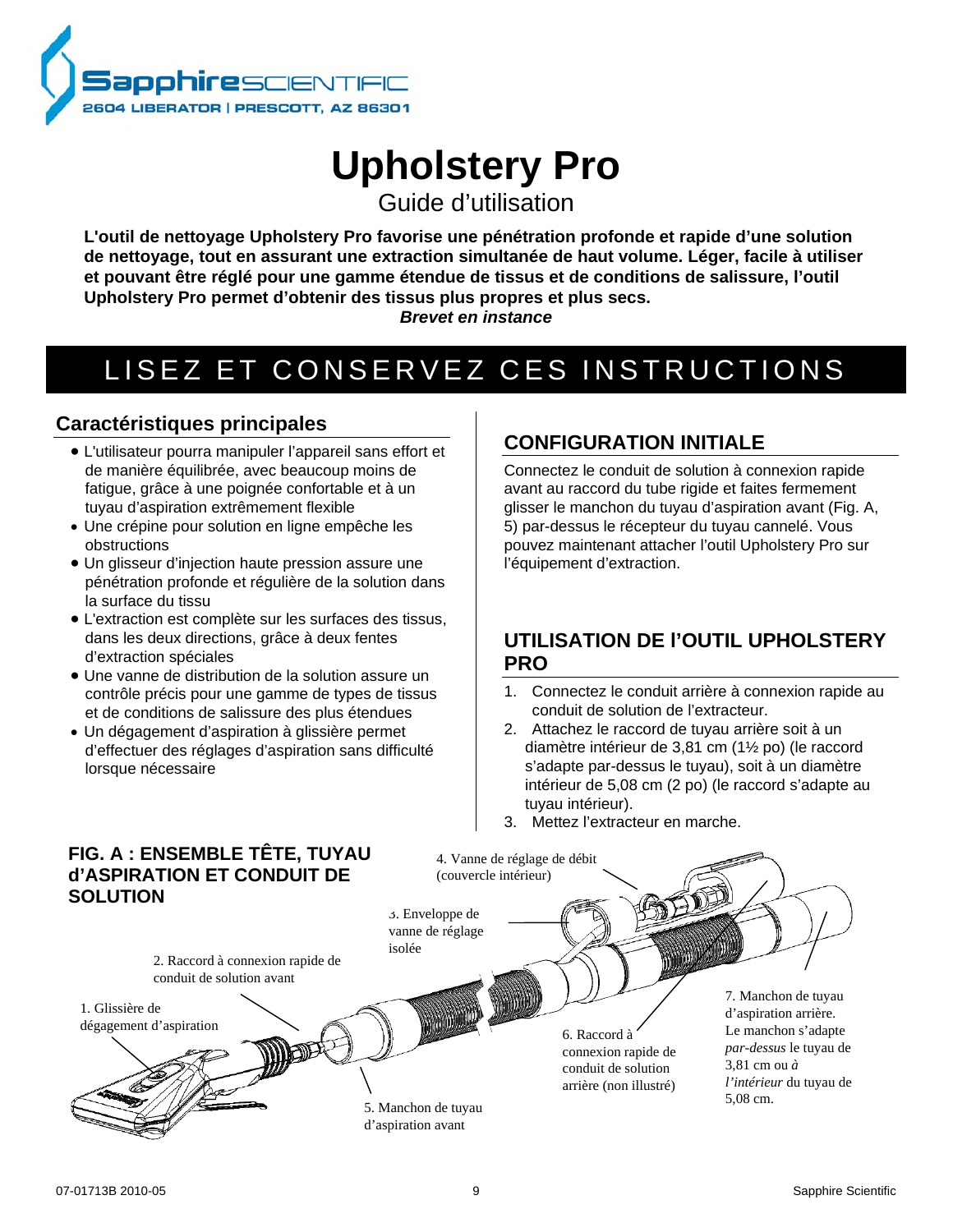SapphireSCIENTIFIC
2604 LIBERATOR | PRESCOTT, AZ 86301

# Upholstery Pro

## Guide d'utilisation

**L'outil de nettoyage Upholstery Pro favorise une pénétration profonde et rapide d'une solution de nettoyage, tout en assurant une extraction simultanée de haut volume. Léger, facile à utiliser et pouvant être réglé pour une gamme étendue de tissus et de conditions de salissure, l'outil Upholstery Pro permet d'obtenir des tissus plus propres et plus secs.**

***Brevet en instance***

# LISEZ ET CONSERVEZ CES INSTRUCTIONS

## Caractéristiques principales

- L'utilisateur pourra manipuler l'appareil sans effort et de manière équilibrée, avec beaucoup moins de fatigue, grâce à une poignée confortable et à un tuyau d'aspiration extrêmement flexible
- Une crépine pour solution en ligne empêche les obstructions
- Un glisseur d'injection haute pression assure une pénétration profonde et régulière de la solution dans la surface du tissu
- L'extraction est complète sur les surfaces des tissus, dans les deux directions, grâce à deux fentes d'extraction spéciales
- Une vanne de distribution de la solution assure un contrôle précis pour une gamme de types de tissus et de conditions de salissure des plus étendues
- Un dégagement d'aspiration à glissière permet d'effectuer des réglages d'aspiration sans difficulté lorsque nécessaire

## CONFIGURATION INITIALE

Connectez le conduit de solution à connexion rapide avant au raccord du tube rigide et faites fermement glisser le manchon du tuyau d'aspiration avant (Fig. A, 5) par-dessus le récepteur du tuyau cannelé. Vous pouvez maintenant attacher l'outil Upholstery Pro sur l'équipement d'extraction.

## UTILISATION DE l'OUTIL UPHOLSTERY PRO

1. Connectez le conduit arrière à connexion rapide au conduit de solution de l'extracteur.
2. Attachez le raccord de tuyau arrière soit à un diamètre intérieur de 3,81 cm (1½ po) (le raccord s'adapte par-dessus le tuyau), soit à un diamètre intérieur de 5,08 cm (2 po) (le raccord s'adapte au tuyau intérieur).
3. Mettez l'extracteur en marche.

## FIG. A : ENSEMBLE TÊTE, TUYAU d'ASPIRATION ET CONDUIT DE SOLUTION

1. Glissière de dégagement d'aspiration
2. Raccord à connexion rapide de conduit de solution avant
3. Enveloppe de vanne de réglage isolée
4. Vanne de réglage de débit (couvercle intérieur)
5. Manchon de tuyau d'aspiration avant
6. Raccord à connexion rapide de conduit de solution arrière (non illustré)
7. Manchon de tuyau d'aspiration arrière. Le manchon s'adapte *par-dessus* le tuyau de 3,81 cm ou *à l'intérieur* du tuyau de 5,08 cm.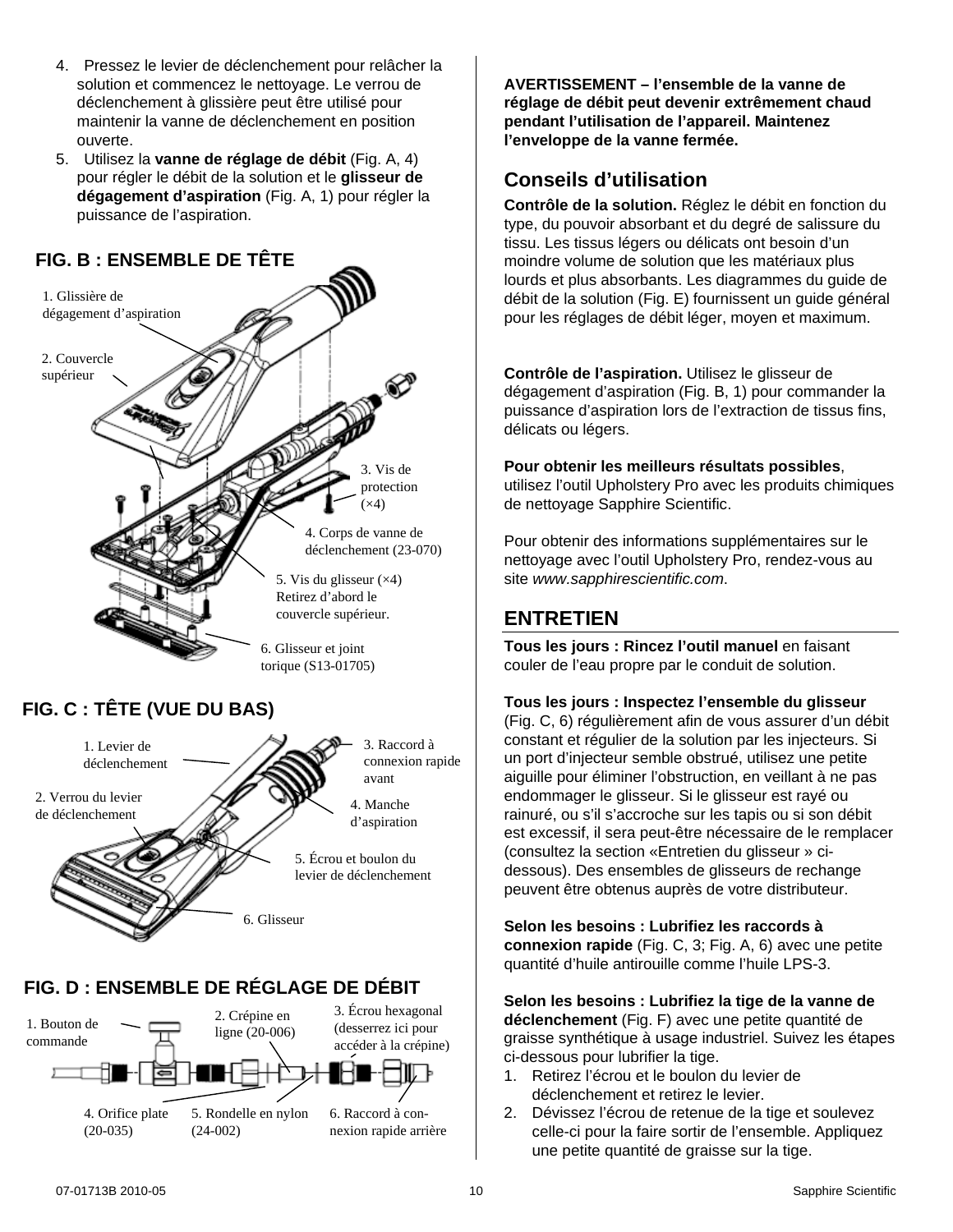4. Pressez le levier de déclenchement pour relâcher la solution et commencez le nettoyage. Le verrou de déclenchement à glissière peut être utilisé pour maintenir la vanne de déclenchement en position ouverte.
5. Utilisez la **vanne de réglage de débit** (Fig. A, 4) pour régler le débit de la solution et le **glisseur de dégagement d'aspiration** (Fig. A, 1) pour régler la puissance de l'aspiration.

**FIG. B : ENSEMBLE DE TÊTE**

1. Glissière de dégagement d'aspiration
2. Couvercle supérieur
3. Vis de protection (×4)
4. Corps de vanne de déclenchement (23-070)
5. Vis du glisseur (×4) Retirez d'abord le couvercle supérieur.
6. Glisseur et joint torique (S13-01705)

**FIG. C : TÊTE (VUE DU BAS)**

1. Levier de déclenchement
2. Verrou du levier de déclenchement
3. Raccord à connexion rapide avant
4. Manche d'aspiration
5. Écrou et boulon du levier de déclenchement
6. Glisseur

**FIG. D : ENSEMBLE DE RÉGLAGE DE DÉBIT**

1. Bouton de commande
2. Crépine en ligne (20-006)
3. Écrou hexagonal (desserrez ici pour accéder à la crépine)
4. Orifice plate (20-035)
5. Rondelle en nylon (24-002)
6. Raccord à connexion rapide arrière

**AVERTISSEMENT – l'ensemble de la vanne de réglage de débit peut devenir extrêmement chaud pendant l'utilisation de l'appareil. Maintenez l'enveloppe de la vanne fermée.**

## Conseils d'utilisation

**Contrôle de la solution.** Réglez le débit en fonction du type, du pouvoir absorbant et du degré de salissure du tissu. Les tissus légers ou délicats ont besoin d'un moindre volume de solution que les matériaux plus lourds et plus absorbants. Les diagrammes du guide de débit de la solution (Fig. E) fournissent un guide général pour les réglages de débit léger, moyen et maximum.

**Contrôle de l'aspiration.** Utilisez le glisseur de dégagement d'aspiration (Fig. B, 1) pour commander la puissance d'aspiration lors de l'extraction de tissus fins, délicats ou légers.

**Pour obtenir les meilleurs résultats possibles**, utilisez l'outil Upholstery Pro avec les produits chimiques de nettoyage Sapphire Scientific.

Pour obtenir des informations supplémentaires sur le nettoyage avec l'outil Upholstery Pro, rendez-vous au site *www.sapphirescientific.com*.

## ENTRETIEN

**Tous les jours : Rincez l'outil manuel** en faisant couler de l'eau propre par le conduit de solution.

**Tous les jours : Inspectez l'ensemble du glisseur** (Fig. C, 6) régulièrement afin de vous assurer d'un débit constant et régulier de la solution par les injecteurs. Si un port d'injecteur semble obstrué, utilisez une petite aiguille pour éliminer l'obstruction, en veillant à ne pas endommager le glisseur. Si le glisseur est rayé ou rainuré, ou s'il s'accroche sur les tapis ou si son débit est excessif, il sera peut-être nécessaire de le remplacer (consultez la section «Entretien du glisseur » ci-dessous). Des ensembles de glisseurs de rechange peuvent être obtenus auprès de votre distributeur.

**Selon les besoins : Lubrifiez les raccords à connexion rapide** (Fig. C, 3; Fig. A, 6) avec une petite quantité d'huile antirouille comme l'huile LPS-3.

**Selon les besoins : Lubrifiez la tige de la vanne de déclenchement** (Fig. F) avec une petite quantité de graisse synthétique à usage industriel. Suivez les étapes ci-dessous pour lubrifier la tige.

1. Retirez l'écrou et le boulon du levier de déclenchement et retirez le levier.
2. Dévissez l'écrou de retenue de la tige et soulevez celle-ci pour la faire sortir de l'ensemble. Appliquez une petite quantité de graisse sur la tige.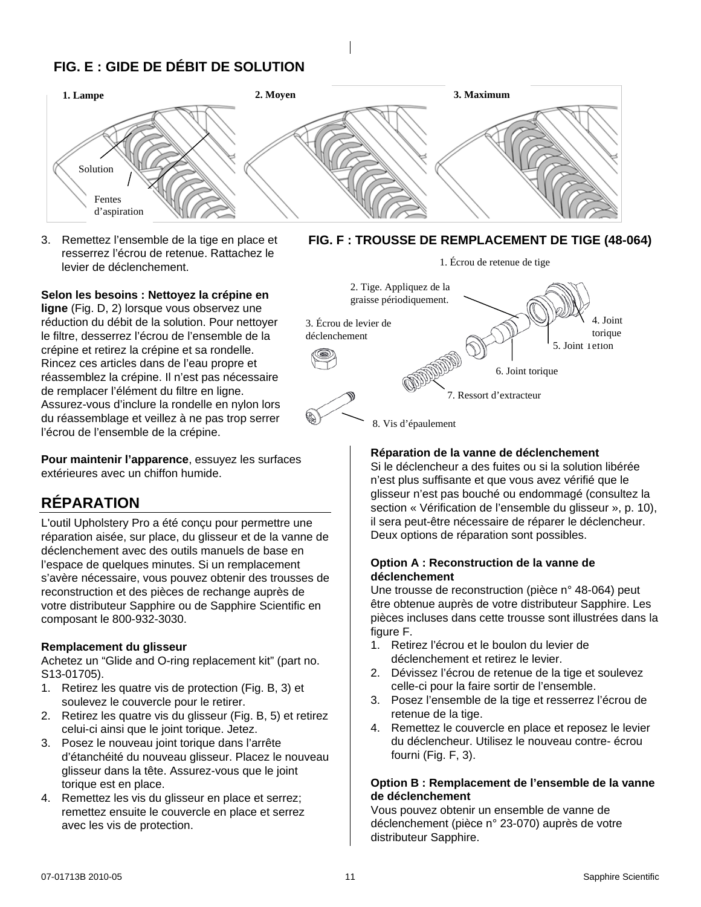## FIG. E : GIDE DE DÉBIT DE SOLUTION

1. Lampe    2. Moyen    3. Maximum

Solution

Fentes d'aspiration

3. Remettez l'ensemble de la tige en place et resserrez l'écrou de retenue. Rattachez le levier de déclenchement.

**Selon les besoins : Nettoyez la crépine en ligne** (Fig. D, 2) lorsque vous observez une réduction du débit de la solution. Pour nettoyer le filtre, desserrez l'écrou de l'ensemble de la crépine et retirez la crépine et sa rondelle. Rincez ces articles dans de l'eau propre et réassemblez la crépine. Il n'est pas nécessaire de remplacer l'élément du filtre en ligne. Assurez-vous d'inclure la rondelle en nylon lors du réassemblage et veillez à ne pas trop serrer l'écrou de l'ensemble de la crépine.

**Pour maintenir l'apparence**, essuyez les surfaces extérieures avec un chiffon humide.

## RÉPARATION

L'outil Upholstery Pro a été conçu pour permettre une réparation aisée, sur place, du glisseur et de la vanne de déclenchement avec des outils manuels de base en l'espace de quelques minutes. Si un remplacement s'avère nécessaire, vous pouvez obtenir des trousses de reconstruction et des pièces de rechange auprès de votre distributeur Sapphire ou de Sapphire Scientific en composant le 800-932-3030.

**Remplacement du glisseur**
Achetez un "Glide and O-ring replacement kit" (part no. S13-01705).

1. Retirez les quatre vis de protection (Fig. B, 3) et soulevez le couvercle pour le retirer.
2. Retirez les quatre vis du glisseur (Fig. B, 5) et retirez celui-ci ainsi que le joint torique. Jetez.
3. Posez le nouveau joint torique dans l'arrête d'étanchéité du nouveau glisseur. Placez le nouveau glisseur dans la tête. Assurez-vous que le joint torique est en place.
4. Remettez les vis du glisseur en place et serrez; remettez ensuite le couvercle en place et serrez avec les vis de protection.

## FIG. F : TROUSSE DE REMPLACEMENT DE TIGE (48-064)

1. Écrou de retenue de tige
2. Tige. Appliquez de la graisse périodiquement.
3. Écrou de levier de déclenchement
4. Joint torique
5. Joint Téflon
6. Joint torique
7. Ressort d'extracteur
8. Vis d'épaulement

**Réparation de la vanne de déclenchement**
Si le déclencheur a des fuites ou si la solution libérée n'est plus suffisante et que vous avez vérifié que le glisseur n'est pas bouché ou endommagé (consultez la section « Vérification de l'ensemble du glisseur », p. 10), il sera peut-être nécessaire de réparer le déclencheur. Deux options de réparation sont possibles.

**Option A : Reconstruction de la vanne de déclenchement**
Une trousse de reconstruction (pièce n° 48-064) peut être obtenue auprès de votre distributeur Sapphire. Les pièces incluses dans cette trousse sont illustrées dans la figure F.

1. Retirez l'écrou et le boulon du levier de déclenchement et retirez le levier.
2. Dévissez l'écrou de retenue de la tige et soulevez celle-ci pour la faire sortir de l'ensemble.
3. Posez l'ensemble de la tige et resserrez l'écrou de retenue de la tige.
4. Remettez le couvercle en place et reposez le levier du déclencheur. Utilisez le nouveau contre- écrou fourni (Fig. F, 3).

**Option B : Remplacement de l'ensemble de la vanne de déclenchement**
Vous pouvez obtenir un ensemble de vanne de déclenchement (pièce n° 23-070) auprès de votre distributeur Sapphire.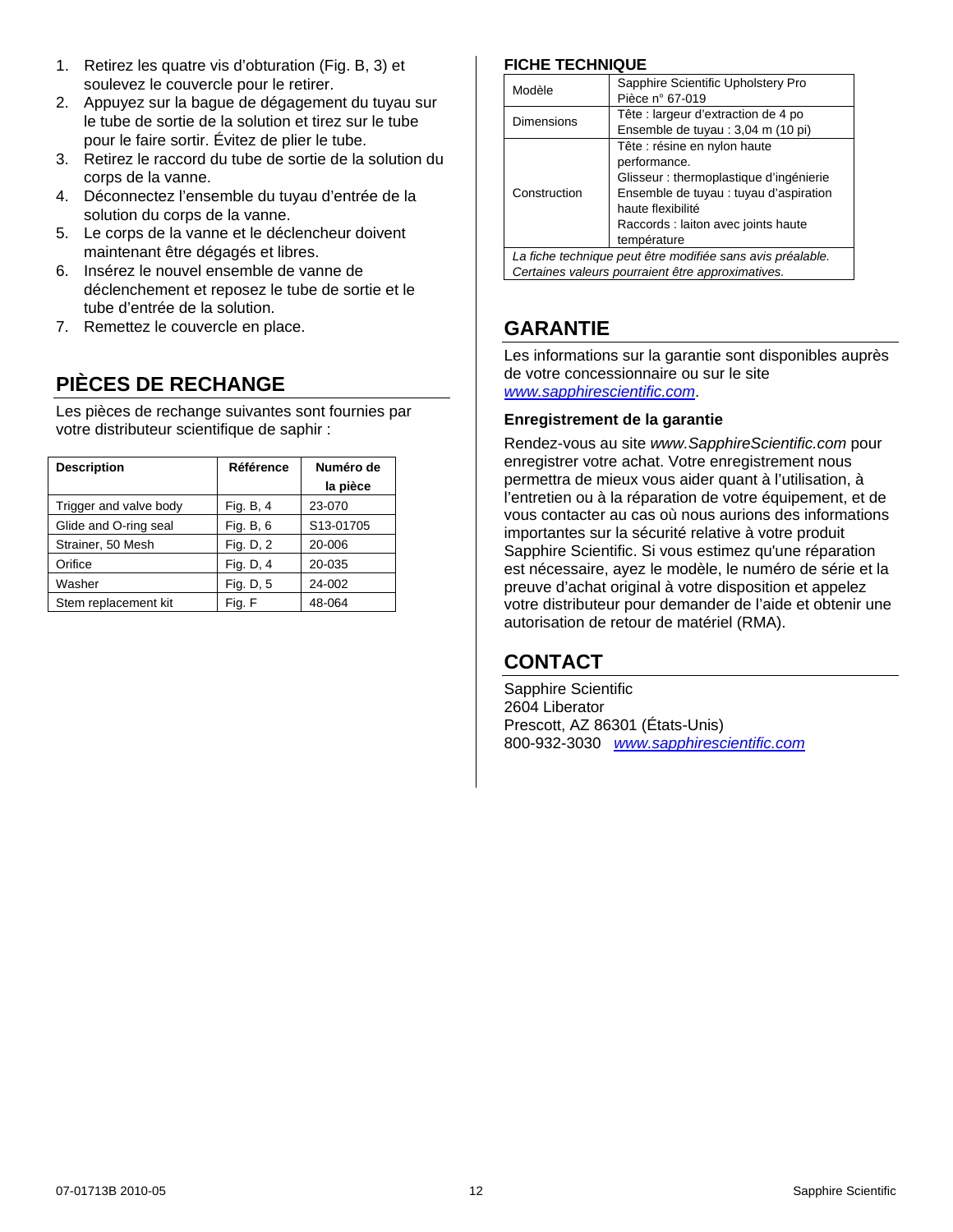1. Retirez les quatre vis d'obturation (Fig. B, 3) et soulevez le couvercle pour le retirer.
2. Appuyez sur la bague de dégagement du tuyau sur le tube de sortie de la solution et tirez sur le tube pour le faire sortir. Évitez de plier le tube.
3. Retirez le raccord du tube de sortie de la solution du corps de la vanne.
4. Déconnectez l'ensemble du tuyau d'entrée de la solution du corps de la vanne.
5. Le corps de la vanne et le déclencheur doivent maintenant être dégagés et libres.
6. Insérez le nouvel ensemble de vanne de déclenchement et reposez le tube de sortie et le tube d'entrée de la solution.
7. Remettez le couvercle en place.

## PIÈCES DE RECHANGE

Les pièces de rechange suivantes sont fournies par votre distributeur scientifique de saphir :

| Description | Référence | Numéro de la pièce |
|---|---|---|
| Trigger and valve body | Fig. B, 4 | 23-070 |
| Glide and O-ring seal | Fig. B, 6 | S13-01705 |
| Strainer, 50 Mesh | Fig. D, 2 | 20-006 |
| Orifice | Fig. D, 4 | 20-035 |
| Washer | Fig. D, 5 | 24-002 |
| Stem replacement kit | Fig. F | 48-064 |

### FICHE TECHNIQUE

| | |
|---|---|
| Modèle | Sapphire Scientific Upholstery Pro<br>Pièce n° 67-019 |
| Dimensions | Tête : largeur d'extraction de 4 po<br>Ensemble de tuyau : 3,04 m (10 pi) |
| Construction | Tête : résine en nylon haute performance.<br>Glisseur : thermoplastique d'ingénierie<br>Ensemble de tuyau : tuyau d'aspiration haute flexibilité<br>Raccords : laiton avec joints haute température |

*La fiche technique peut être modifiée sans avis préalable. Certaines valeurs pourraient être approximatives.*

## GARANTIE

Les informations sur la garantie sont disponibles auprès de votre concessionnaire ou sur le site *www.sapphirescientific.com*.

### Enregistrement de la garantie

Rendez-vous au site *www.SapphireScientific.com* pour enregistrer votre achat. Votre enregistrement nous permettra de mieux vous aider quant à l'utilisation, à l'entretien ou à la réparation de votre équipement, et de vous contacter au cas où nous aurions des informations importantes sur la sécurité relative à votre produit Sapphire Scientific. Si vous estimez qu'une réparation est nécessaire, ayez le modèle, le numéro de série et la preuve d'achat original à votre disposition et appelez votre distributeur pour demander de l'aide et obtenir une autorisation de retour de matériel (RMA).

## CONTACT

Sapphire Scientific
2604 Liberator
Prescott, AZ 86301 (États-Unis)
800-932-3030 *www.sapphirescientific.com*

07-01713B 2010-05